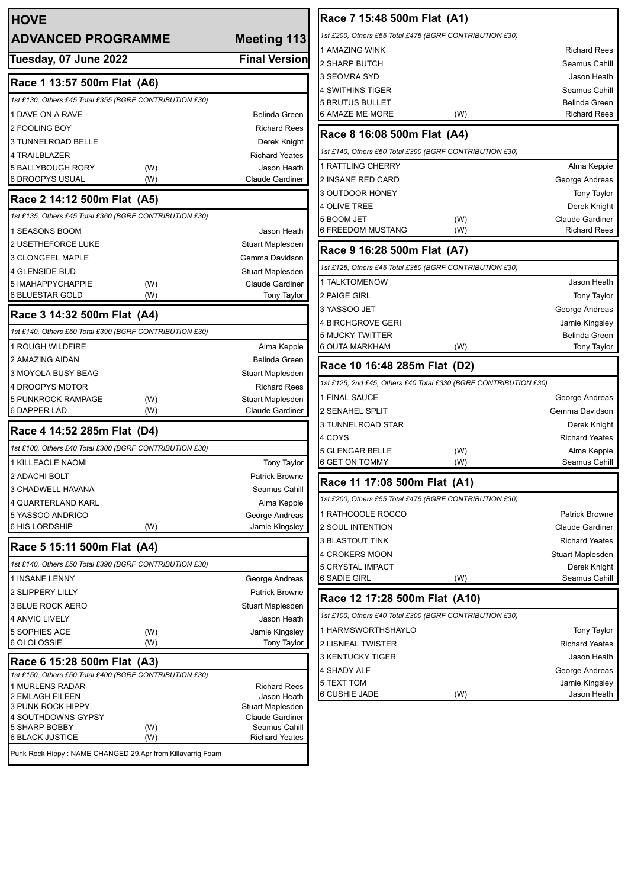# HOVE

## ADVANCED PROGRAMME — Meeting 113

**Tuesday, 07 June 2022 — Final Version**

### Race 1 13:57 500m Flat (A6)

*1st £130, Others £45 Total £355 (BGRF CONTRIBUTION £30)*

| Trap | Name | | Trainer |
|---|---|---|---|
| 1 | DAVE ON A RAVE | | Belinda Green |
| 2 | FOOLING BOY | | Richard Rees |
| 3 | TUNNELROAD BELLE | | Derek Knight |
| 4 | TRAILBLAZER | | Richard Yeates |
| 5 | BALLYBOUGH RORY | (W) | Jason Heath |
| 6 | DROOPYS USUAL | (W) | Claude Gardiner |

### Race 2 14:12 500m Flat (A5)

*1st £135, Others £45 Total £360 (BGRF CONTRIBUTION £30)*

| Trap | Name | | Trainer |
|---|---|---|---|
| 1 | SEASONS BOOM | | Jason Heath |
| 2 | USETHEFORCE LUKE | | Stuart Maplesden |
| 3 | CLONGEEL MAPLE | | Gemma Davidson |
| 4 | GLENSIDE BUD | | Stuart Maplesden |
| 5 | IMAHAPPYCHAPPIE | (W) | Claude Gardiner |
| 6 | BLUESTAR GOLD | (W) | Tony Taylor |

### Race 3 14:32 500m Flat (A4)

*1st £140, Others £50 Total £390 (BGRF CONTRIBUTION £30)*

| Trap | Name | | Trainer |
|---|---|---|---|
| 1 | ROUGH WILDFIRE | | Alma Keppie |
| 2 | AMAZING AIDAN | | Belinda Green |
| 3 | MOYOLA BUSY BEAG | | Stuart Maplesden |
| 4 | DROOPYS MOTOR | | Richard Rees |
| 5 | PUNKROCK RAMPAGE | (W) | Stuart Maplesden |
| 6 | DAPPER LAD | (W) | Claude Gardiner |

### Race 4 14:52 285m Flat (D4)

*1st £100, Others £40 Total £300 (BGRF CONTRIBUTION £30)*

| Trap | Name | | Trainer |
|---|---|---|---|
| 1 | KILLEACLE NAOMI | | Tony Taylor |
| 2 | ADACHI BOLT | | Patrick Browne |
| 3 | CHADWELL HAVANA | | Seamus Cahill |
| 4 | QUARTERLAND KARL | | Alma Keppie |
| 5 | YASSOO ANDRICO | | George Andreas |
| 6 | HIS LORDSHIP | (W) | Jamie Kingsley |

### Race 5 15:11 500m Flat (A4)

*1st £140, Others £50 Total £390 (BGRF CONTRIBUTION £30)*

| Trap | Name | | Trainer |
|---|---|---|---|
| 1 | INSANE LENNY | | George Andreas |
| 2 | SLIPPERY LILLY | | Patrick Browne |
| 3 | BLUE ROCK AERO | | Stuart Maplesden |
| 4 | ANVIC LIVELY | | Jason Heath |
| 5 | SOPHIES ACE | (W) | Jamie Kingsley |
| 6 | OI OI OSSIE | (W) | Tony Taylor |

### Race 6 15:28 500m Flat (A3)

*1st £150, Others £50 Total £400 (BGRF CONTRIBUTION £30)*

| Trap | Name | | Trainer |
|---|---|---|---|
| 1 | MURLENS RADAR | | Richard Rees |
| 2 | EMLAGH EILEEN | | Jason Heath |
| 3 | PUNK ROCK HIPPY | | Stuart Maplesden |
| 4 | SOUTHDOWNS GYPSY | | Claude Gardiner |
| 5 | SHARP BOBBY | (W) | Seamus Cahill |
| 6 | BLACK JUSTICE | (W) | Richard Yeates |

Punk Rock Hippy : NAME CHANGED 29.Apr from Killavarrig Foam

### Race 7 15:48 500m Flat (A1)

*1st £200, Others £55 Total £475 (BGRF CONTRIBUTION £30)*

| Trap | Name | | Trainer |
|---|---|---|---|
| 1 | AMAZING WINK | | Richard Rees |
| 2 | SHARP BUTCH | | Seamus Cahill |
| 3 | SEOMRA SYD | | Jason Heath |
| 4 | SWITHINS TIGER | | Seamus Cahill |
| 5 | BRUTUS BULLET | | Belinda Green |
| 6 | AMAZE ME MORE | (W) | Richard Rees |

### Race 8 16:08 500m Flat (A4)

*1st £140, Others £50 Total £390 (BGRF CONTRIBUTION £30)*

| Trap | Name | | Trainer |
|---|---|---|---|
| 1 | RATTLING CHERRY | | Alma Keppie |
| 2 | INSANE RED CARD | | George Andreas |
| 3 | OUTDOOR HONEY | | Tony Taylor |
| 4 | OLIVE TREE | | Derek Knight |
| 5 | BOOM JET | (W) | Claude Gardiner |
| 6 | FREEDOM MUSTANG | (W) | Richard Rees |

### Race 9 16:28 500m Flat (A7)

*1st £125, Others £45 Total £350 (BGRF CONTRIBUTION £30)*

| Trap | Name | | Trainer |
|---|---|---|---|
| 1 | TALKTOMENOW | | Jason Heath |
| 2 | PAIGE GIRL | | Tony Taylor |
| 3 | YASSOO JET | | George Andreas |
| 4 | BIRCHGROVE GERI | | Jamie Kingsley |
| 5 | MUCKY TWITTER | | Belinda Green |
| 6 | OUTA MARKHAM | (W) | Tony Taylor |

### Race 10 16:48 285m Flat (D2)

*1st £125, 2nd £45, Others £40 Total £330 (BGRF CONTRIBUTION £30)*

| Trap | Name | | Trainer |
|---|---|---|---|
| 1 | FINAL SAUCE | | George Andreas |
| 2 | SENAHEL SPLIT | | Gemma Davidson |
| 3 | TUNNELROAD STAR | | Derek Knight |
| 4 | COYS | | Richard Yeates |
| 5 | GLENGAR BELLE | (W) | Alma Keppie |
| 6 | GET ON TOMMY | (W) | Seamus Cahill |

### Race 11 17:08 500m Flat (A1)

*1st £200, Others £55 Total £475 (BGRF CONTRIBUTION £30)*

| Trap | Name | | Trainer |
|---|---|---|---|
| 1 | RATHCOOLE ROCCO | | Patrick Browne |
| 2 | SOUL INTENTION | | Claude Gardiner |
| 3 | BLASTOUT TINK | | Richard Yeates |
| 4 | CROKERS MOON | | Stuart Maplesden |
| 5 | CRYSTAL IMPACT | | Derek Knight |
| 6 | SADIE GIRL | (W) | Seamus Cahill |

### Race 12 17:28 500m Flat (A10)

*1st £100, Others £40 Total £300 (BGRF CONTRIBUTION £30)*

| Trap | Name | | Trainer |
|---|---|---|---|
| 1 | HARMSWORTHSHAYLO | | Tony Taylor |
| 2 | LISNEAL TWISTER | | Richard Yeates |
| 3 | KENTUCKY TIGER | | Jason Heath |
| 4 | SHADY ALF | | George Andreas |
| 5 | TEXT TOM | | Jamie Kingsley |
| 6 | CUSHIE JADE | (W) | Jason Heath |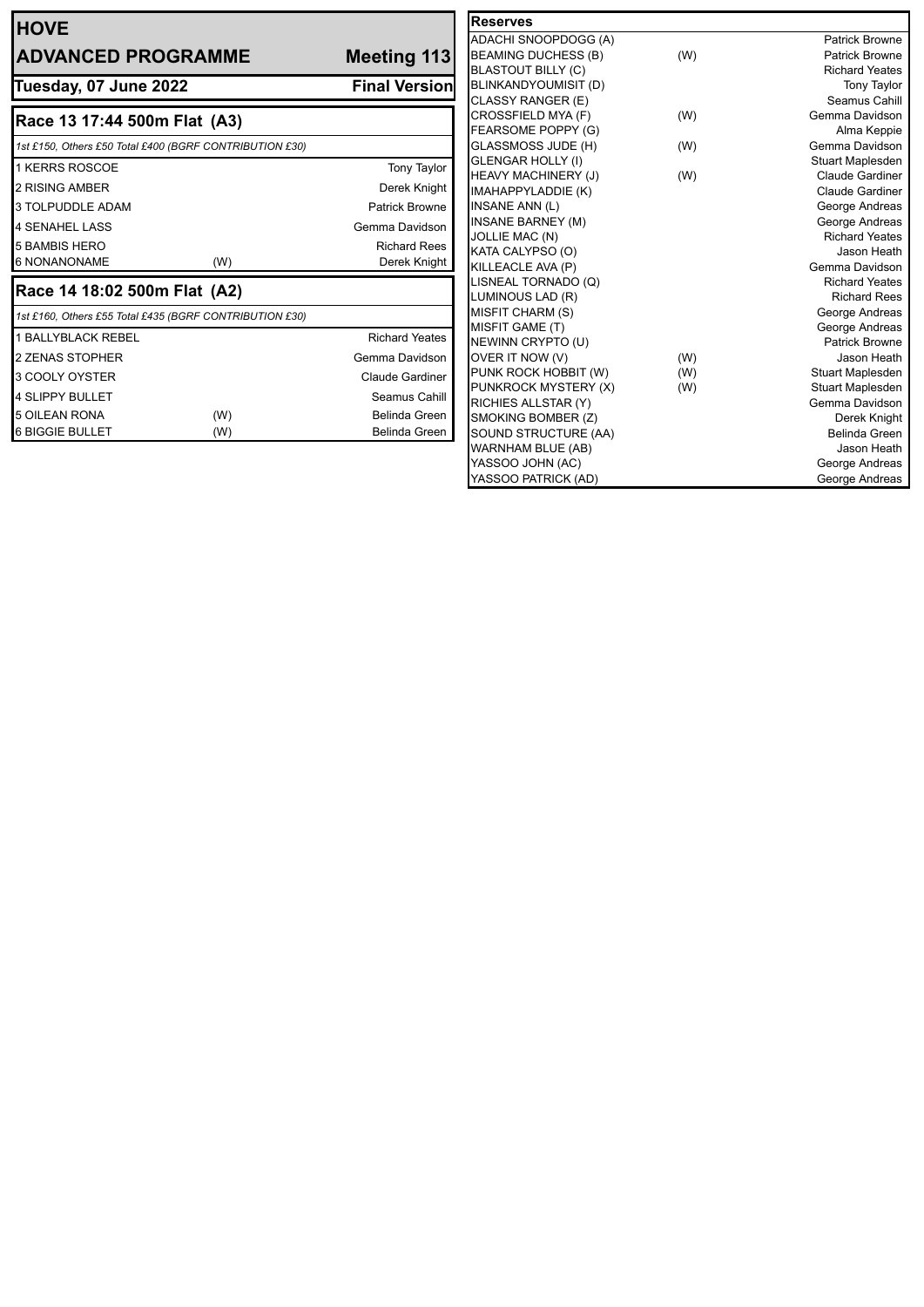# HOVE

## ADVANCED PROGRAMME — Meeting 113

**Tuesday, 07 June 2022** — **Final Version**

### Race 13 17:44 500m Flat (A3)

*1st £150, Others £50 Total £400 (BGRF CONTRIBUTION £30)*

| | | |
|---|---|---|
| 1 KERRS ROSCOE | | Tony Taylor |
| 2 RISING AMBER | | Derek Knight |
| 3 TOLPUDDLE ADAM | | Patrick Browne |
| 4 SENAHEL LASS | | Gemma Davidson |
| 5 BAMBIS HERO | | Richard Rees |
| 6 NONANONAME | (W) | Derek Knight |

### Race 14 18:02 500m Flat (A2)

*1st £160, Others £55 Total £435 (BGRF CONTRIBUTION £30)*

| | | |
|---|---|---|
| 1 BALLYBLACK REBEL | | Richard Yeates |
| 2 ZENAS STOPHER | | Gemma Davidson |
| 3 COOLY OYSTER | | Claude Gardiner |
| 4 SLIPPY BULLET | | Seamus Cahill |
| 5 OILEAN RONA | (W) | Belinda Green |
| 6 BIGGIE BULLET | (W) | Belinda Green |

### Reserves

| | | |
|---|---|---|
| ADACHI SNOOPDOGG (A) | | Patrick Browne |
| BEAMING DUCHESS (B) | (W) | Patrick Browne |
| BLASTOUT BILLY (C) | | Richard Yeates |
| BLINKANDYOUMISIT (D) | | Tony Taylor |
| CLASSY RANGER (E) | | Seamus Cahill |
| CROSSFIELD MYA (F) | (W) | Gemma Davidson |
| FEARSOME POPPY (G) | | Alma Keppie |
| GLASSMOSS JUDE (H) | (W) | Gemma Davidson |
| GLENGAR HOLLY (I) | | Stuart Maplesden |
| HEAVY MACHINERY (J) | (W) | Claude Gardiner |
| IMAHAPPYLADDIE (K) | | Claude Gardiner |
| INSANE ANN (L) | | George Andreas |
| INSANE BARNEY (M) | | George Andreas |
| JOLLIE MAC (N) | | Richard Yeates |
| KATA CALYPSO (O) | | Jason Heath |
| KILLEACLE AVA (P) | | Gemma Davidson |
| LISNEAL TORNADO (Q) | | Richard Yeates |
| LUMINOUS LAD (R) | | Richard Rees |
| MISFIT CHARM (S) | | George Andreas |
| MISFIT GAME (T) | | George Andreas |
| NEWINN CRYPTO (U) | | Patrick Browne |
| OVER IT NOW (V) | (W) | Jason Heath |
| PUNK ROCK HOBBIT (W) | (W) | Stuart Maplesden |
| PUNKROCK MYSTERY (X) | (W) | Stuart Maplesden |
| RICHIES ALLSTAR (Y) | | Gemma Davidson |
| SMOKING BOMBER (Z) | | Derek Knight |
| SOUND STRUCTURE (AA) | | Belinda Green |
| WARNHAM BLUE (AB) | | Jason Heath |
| YASSOO JOHN (AC) | | George Andreas |
| YASSOO PATRICK (AD) | | George Andreas |